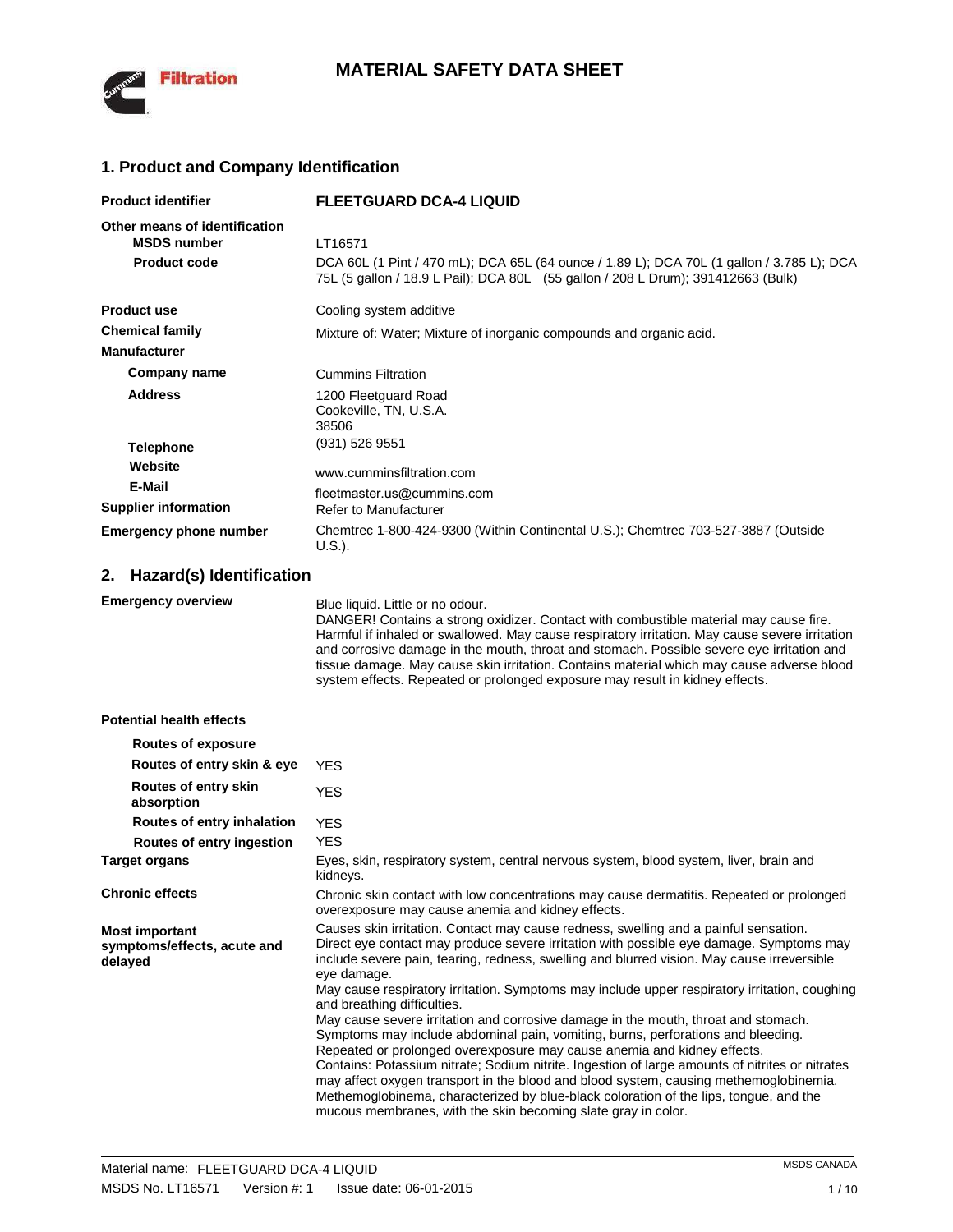# MATERIAL SAFETY DATA SHEET

## 1. Product and Company Identification

| | |
|---|---|
| **Product identifier** | **FLEETGUARD DCA-4 LIQUID** |
| **Other means of identification** | |
| **MSDS number** | LT16571 |
| **Product code** | DCA 60L (1 Pint / 470 mL); DCA 65L (64 ounce / 1.89 L); DCA 70L (1 gallon / 3.785 L); DCA 75L (5 gallon / 18.9 L Pail); DCA 80L (55 gallon / 208 L Drum); 391412663 (Bulk) |
| **Product use** | Cooling system additive |
| **Chemical family** | Mixture of: Water; Mixture of inorganic compounds and organic acid. |
| **Manufacturer** | |
| **Company name** | Cummins Filtration |
| **Address** | 1200 Fleetguard Road<br>Cookeville, TN, U.S.A.<br>38506 |
| **Telephone** | (931) 526 9551 |
| **Website** | www.cumminsfiltration.com |
| **E-Mail** | fleetmaster.us@cummins.com |
| **Supplier information** | Refer to Manufacturer |
| **Emergency phone number** | Chemtrec 1-800-424-9300 (Within Continental U.S.); Chemtrec 703-527-3887 (Outside U.S.). |

## 2. Hazard(s) Identification

**Emergency overview**

Blue liquid. Little or no odour.
DANGER! Contains a strong oxidizer. Contact with combustible material may cause fire. Harmful if inhaled or swallowed. May cause respiratory irritation. May cause severe irritation and corrosive damage in the mouth, throat and stomach. Possible severe eye irritation and tissue damage. May cause skin irritation. Contains material which may cause adverse blood system effects. Repeated or prolonged exposure may result in kidney effects.

**Potential health effects**

| | |
|---|---|
| **Routes of exposure** | |
| **Routes of entry skin & eye** | YES |
| **Routes of entry skin absorption** | YES |
| **Routes of entry inhalation** | YES |
| **Routes of entry ingestion** | YES |
| **Target organs** | Eyes, skin, respiratory system, central nervous system, blood system, liver, brain and kidneys. |
| **Chronic effects** | Chronic skin contact with low concentrations may cause dermatitis. Repeated or prolonged overexposure may cause anemia and kidney effects. |

**Most important symptoms/effects, acute and delayed**

Causes skin irritation. Contact may cause redness, swelling and a painful sensation.
Direct eye contact may produce severe irritation with possible eye damage. Symptoms may include severe pain, tearing, redness, swelling and blurred vision. May cause irreversible eye damage.
May cause respiratory irritation. Symptoms may include upper respiratory irritation, coughing and breathing difficulties.
May cause severe irritation and corrosive damage in the mouth, throat and stomach. Symptoms may include abdominal pain, vomiting, burns, perforations and bleeding.
Repeated or prolonged overexposure may cause anemia and kidney effects.
Contains: Potassium nitrate; Sodium nitrite. Ingestion of large amounts of nitrites or nitrates may affect oxygen transport in the blood and blood system, causing methemoglobinemia. Methemoglobinema, characterized by blue-black coloration of the lips, tongue, and the mucous membranes, with the skin becoming slate gray in color.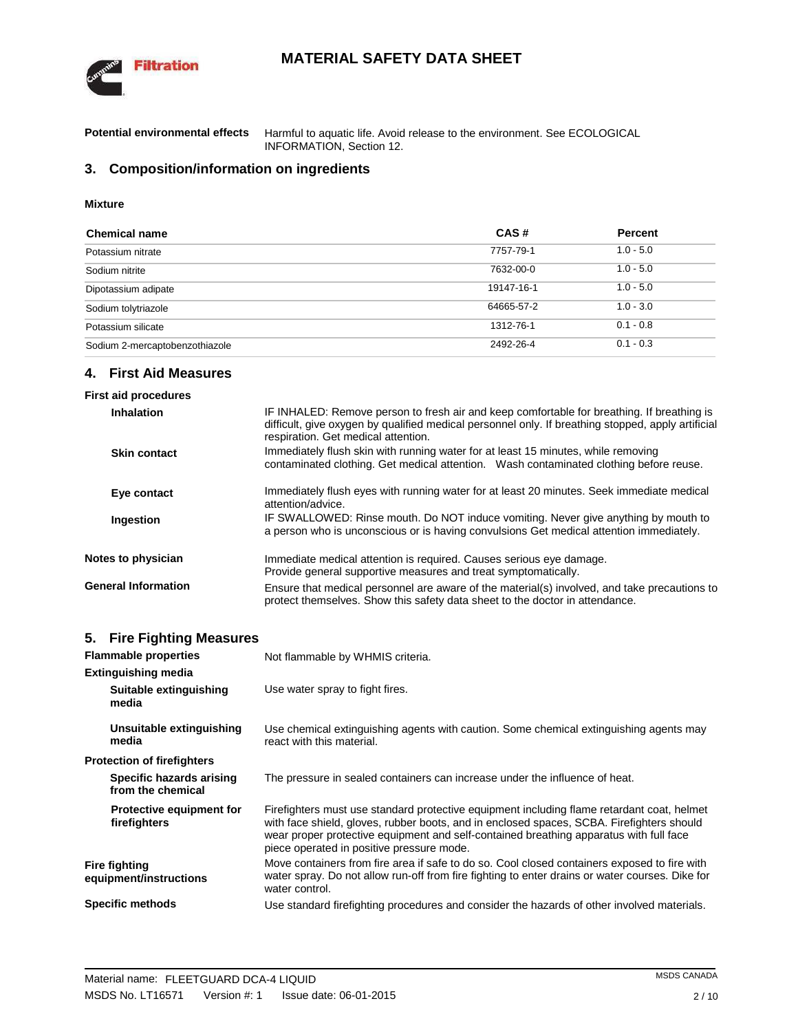**Potential environmental effects** Harmful to aquatic life. Avoid release to the environment. See ECOLOGICAL INFORMATION, Section 12.

## 3. Composition/information on ingredients

**Mixture**

| Chemical name | CAS # | Percent |
|---|---|---|
| Potassium nitrate | 7757-79-1 | 1.0 - 5.0 |
| Sodium nitrite | 7632-00-0 | 1.0 - 5.0 |
| Dipotassium adipate | 19147-16-1 | 1.0 - 5.0 |
| Sodium tolytriazole | 64665-57-2 | 1.0 - 3.0 |
| Potassium silicate | 1312-76-1 | 0.1 - 0.8 |
| Sodium 2-mercaptobenzothiazole | 2492-26-4 | 0.1 - 0.3 |

## 4. First Aid Measures

**First aid procedures**

**Inhalation** IF INHALED: Remove person to fresh air and keep comfortable for breathing. If breathing is difficult, give oxygen by qualified medical personnel only. If breathing stopped, apply artificial respiration. Get medical attention.

**Skin contact** Immediately flush skin with running water for at least 15 minutes, while removing contaminated clothing. Get medical attention. Wash contaminated clothing before reuse.

**Eye contact** Immediately flush eyes with running water for at least 20 minutes. Seek immediate medical attention/advice.

**Ingestion** IF SWALLOWED: Rinse mouth. Do NOT induce vomiting. Never give anything by mouth to a person who is unconscious or is having convulsions Get medical attention immediately.

**Notes to physician** Immediate medical attention is required. Causes serious eye damage. Provide general supportive measures and treat symptomatically.

**General Information** Ensure that medical personnel are aware of the material(s) involved, and take precautions to protect themselves. Show this safety data sheet to the doctor in attendance.

## 5. Fire Fighting Measures

**Flammable properties** Not flammable by WHMIS criteria.

**Extinguishing media**

**Suitable extinguishing media** Use water spray to fight fires.

**Unsuitable extinguishing media** Use chemical extinguishing agents with caution. Some chemical extinguishing agents may react with this material.

**Protection of firefighters**

**Specific hazards arising from the chemical** The pressure in sealed containers can increase under the influence of heat.

**Protective equipment for firefighters** Firefighters must use standard protective equipment including flame retardant coat, helmet with face shield, gloves, rubber boots, and in enclosed spaces, SCBA. Firefighters should wear proper protective equipment and self-contained breathing apparatus with full face piece operated in positive pressure mode.

**Fire fighting equipment/instructions** Move containers from fire area if safe to do so. Cool closed containers exposed to fire with water spray. Do not allow run-off from fire fighting to enter drains or water courses. Dike for water control.

**Specific methods** Use standard firefighting procedures and consider the hazards of other involved materials.

Material name: FLEETGUARD DCA-4 LIQUID

MSDS No. LT16571 Version #: 1 Issue date: 06-01-2015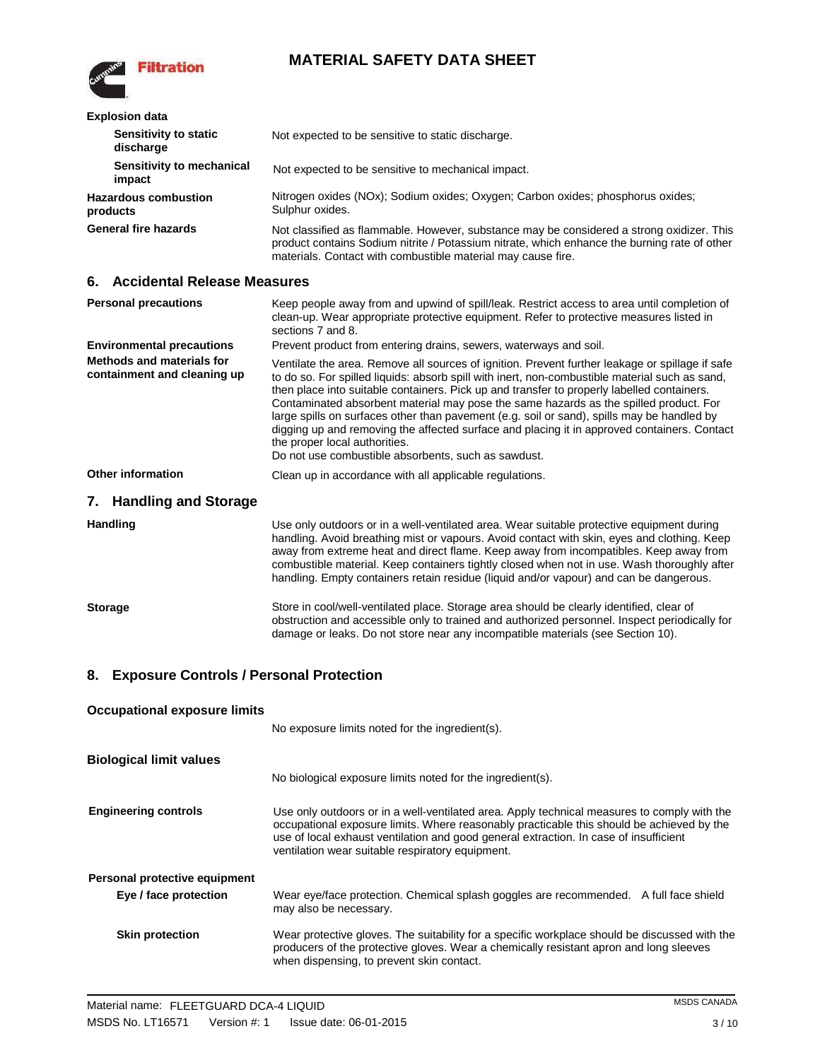## MATERIAL SAFETY DATA SHEET

**Explosion data**

| | |
|---|---|
| **Sensitivity to static discharge** | Not expected to be sensitive to static discharge. |
| **Sensitivity to mechanical impact** | Not expected to be sensitive to mechanical impact. |
| **Hazardous combustion products** | Nitrogen oxides (NOx); Sodium oxides; Oxygen; Carbon oxides; phosphorus oxides; Sulphur oxides. |
| **General fire hazards** | Not classified as flammable. However, substance may be considered a strong oxidizer. This product contains Sodium nitrite / Potassium nitrate, which enhance the burning rate of other materials. Contact with combustible material may cause fire. |

## 6. Accidental Release Measures

| | |
|---|---|
| **Personal precautions** | Keep people away from and upwind of spill/leak. Restrict access to area until completion of clean-up. Wear appropriate protective equipment. Refer to protective measures listed in sections 7 and 8. |
| **Environmental precautions** | Prevent product from entering drains, sewers, waterways and soil. |
| **Methods and materials for containment and cleaning up** | Ventilate the area. Remove all sources of ignition. Prevent further leakage or spillage if safe to do so. For spilled liquids: absorb spill with inert, non-combustible material such as sand, then place into suitable containers. Pick up and transfer to properly labelled containers. Contaminated absorbent material may pose the same hazards as the spilled product. For large spills on surfaces other than pavement (e.g. soil or sand), spills may be handled by digging up and removing the affected surface and placing it in approved containers. Contact the proper local authorities.<br>Do not use combustible absorbents, such as sawdust. |
| **Other information** | Clean up in accordance with all applicable regulations. |

## 7. Handling and Storage

| | |
|---|---|
| **Handling** | Use only outdoors or in a well-ventilated area. Wear suitable protective equipment during handling. Avoid breathing mist or vapours. Avoid contact with skin, eyes and clothing. Keep away from extreme heat and direct flame. Keep away from incompatibles. Keep away from combustible material. Keep containers tightly closed when not in use. Wash thoroughly after handling. Empty containers retain residue (liquid and/or vapour) and can be dangerous. |
| **Storage** | Store in cool/well-ventilated place. Storage area should be clearly identified, clear of obstruction and accessible only to trained and authorized personnel. Inspect periodically for damage or leaks. Do not store near any incompatible materials (see Section 10). |

## 8. Exposure Controls / Personal Protection

**Occupational exposure limits**

No exposure limits noted for the ingredient(s).

**Biological limit values**

No biological exposure limits noted for the ingredient(s).

| | |
|---|---|
| **Engineering controls** | Use only outdoors or in a well-ventilated area. Apply technical measures to comply with the occupational exposure limits. Where reasonably practicable this should be achieved by the use of local exhaust ventilation and good general extraction. In case of insufficient ventilation wear suitable respiratory equipment. |

**Personal protective equipment**

| | |
|---|---|
| **Eye / face protection** | Wear eye/face protection. Chemical splash goggles are recommended. A full face shield may also be necessary. |
| **Skin protection** | Wear protective gloves. The suitability for a specific workplace should be discussed with the producers of the protective gloves. Wear a chemically resistant apron and long sleeves when dispensing, to prevent skin contact. |

Material name: FLEETGUARD DCA-4 LIQUID
MSDS No. LT16571 Version #: 1 Issue date: 06-01-2015
MSDS CANADA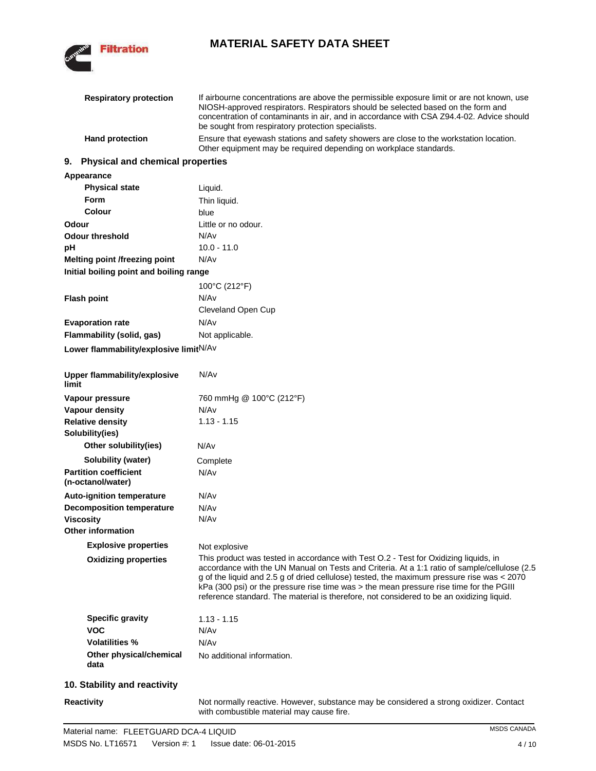| | |
|---|---|
| **Respiratory protection** | If airbourne concentrations are above the permissible exposure limit or are not known, use NIOSH-approved respirators. Respirators should be selected based on the form and concentration of contaminants in air, and in accordance with CSA Z94.4-02. Advice should be sought from respiratory protection specialists. |
| **Hand protection** | Ensure that eyewash stations and safety showers are close to the workstation location. Other equipment may be required depending on workplace standards. |

## 9. Physical and chemical properties

| | |
|---|---|
| **Appearance** | |
| **Physical state** | Liquid. |
| **Form** | Thin liquid. |
| **Colour** | blue |
| **Odour** | Little or no odour. |
| **Odour threshold** | N/Av |
| **pH** | 10.0 - 11.0 |
| **Melting point /freezing point** | N/Av |
| **Initial boiling point and boiling range** | 100°C (212°F) |
| **Flash point** | N/Av<br>Cleveland Open Cup |
| **Evaporation rate** | N/Av |
| **Flammability (solid, gas)** | Not applicable. |
| **Lower flammability/explosive limit** | N/Av |
| **Upper flammability/explosive limit** | N/Av |
| **Vapour pressure** | 760 mmHg @ 100°C (212°F) |
| **Vapour density** | N/Av |
| **Relative density** | 1.13 - 1.15 |
| **Solubility(ies)** | |
| **Other solubility(ies)** | N/Av |
| **Solubility (water)** | Complete |
| **Partition coefficient (n-octanol/water)** | N/Av |
| **Auto-ignition temperature** | N/Av |
| **Decomposition temperature** | N/Av |
| **Viscosity** | N/Av |
| **Other information** | |
| **Explosive properties** | Not explosive |
| **Oxidizing properties** | This product was tested in accordance with Test O.2 - Test for Oxidizing liquids, in accordance with the UN Manual on Tests and Criteria. At a 1:1 ratio of sample/cellulose (2.5 g of the liquid and 2.5 g of dried cellulose) tested, the maximum pressure rise was < 2070 kPa (300 psi) or the pressure rise time was > the mean pressure rise time for the PGIII reference standard. The material is therefore, not considered to be an oxidizing liquid. |
| **Specific gravity** | 1.13 - 1.15 |
| **VOC** | N/Av |
| **Volatilities %** | N/Av |
| **Other physical/chemical data** | No additional information. |

## 10. Stability and reactivity

| | |
|---|---|
| **Reactivity** | Not normally reactive. However, substance may be considered a strong oxidizer. Contact with combustible material may cause fire. |

Material name: FLEETGUARD DCA-4 LIQUID

MSDS No. LT16571 Version #: 1 Issue date: 06-01-2015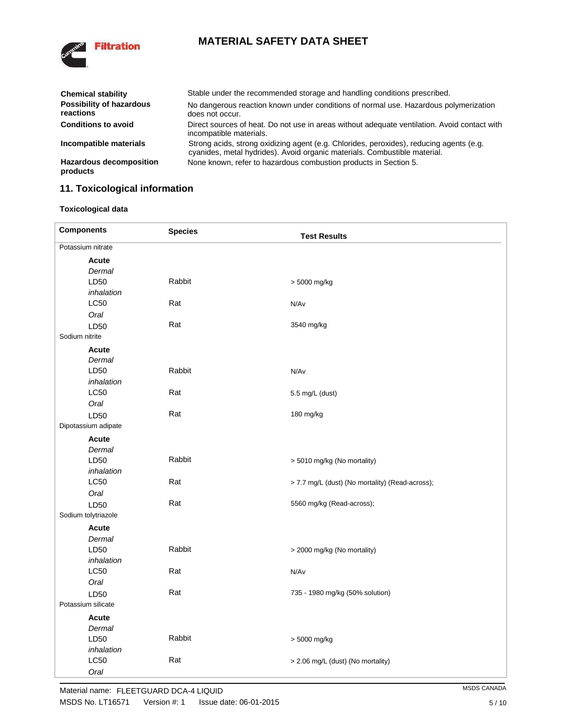| | |
|---|---|
| **Chemical stability** | Stable under the recommended storage and handling conditions prescribed. |
| **Possibility of hazardous reactions** | No dangerous reaction known under conditions of normal use. Hazardous polymerization does not occur. |
| **Conditions to avoid** | Direct sources of heat. Do not use in areas without adequate ventilation. Avoid contact with incompatible materials. |
| **Incompatible materials** | Strong acids, strong oxidizing agent (e.g. Chlorides, peroxides), reducing agents (e.g. cyanides, metal hydrides). Avoid organic materials. Combustible material. |
| **Hazardous decomposition products** | None known, refer to hazardous combustion products in Section 5. |

## 11. Toxicological information

### Toxicological data

| Components | Species | Test Results |
|---|---|---|
| Potassium nitrate | | |
| **Acute** | | |
| *Dermal* | | |
| LD50 | Rabbit | > 5000 mg/kg |
| *inhalation* | | |
| LC50 | Rat | N/Av |
| *Oral* | | |
| LD50 | Rat | 3540 mg/kg |
| Sodium nitrite | | |
| **Acute** | | |
| *Dermal* | | |
| LD50 | Rabbit | N/Av |
| *inhalation* | | |
| LC50 | Rat | 5.5 mg/L (dust) |
| *Oral* | | |
| LD50 | Rat | 180 mg/kg |
| Dipotassium adipate | | |
| **Acute** | | |
| *Dermal* | | |
| LD50 | Rabbit | > 5010 mg/kg (No mortality) |
| *inhalation* | | |
| LC50 | Rat | > 7.7 mg/L (dust) (No mortality) (Read-across); |
| *Oral* | | |
| LD50 | Rat | 5560 mg/kg (Read-across); |
| Sodium tolytriazole | | |
| **Acute** | | |
| *Dermal* | | |
| LD50 | Rabbit | > 2000 mg/kg (No mortality) |
| *inhalation* | | |
| LC50 | Rat | N/Av |
| *Oral* | | |
| LD50 | Rat | 735 - 1980 mg/kg (50% solution) |
| Potassium silicate | | |
| **Acute** | | |
| *Dermal* | | |
| LD50 | Rabbit | > 5000 mg/kg |
| *inhalation* | | |
| LC50 | Rat | > 2.06 mg/L (dust) (No mortality) |
| *Oral* | | |

Material name: FLEETGUARD DCA-4 LIQUID

MSDS No. LT16571 Version #: 1 Issue date: 06-01-2015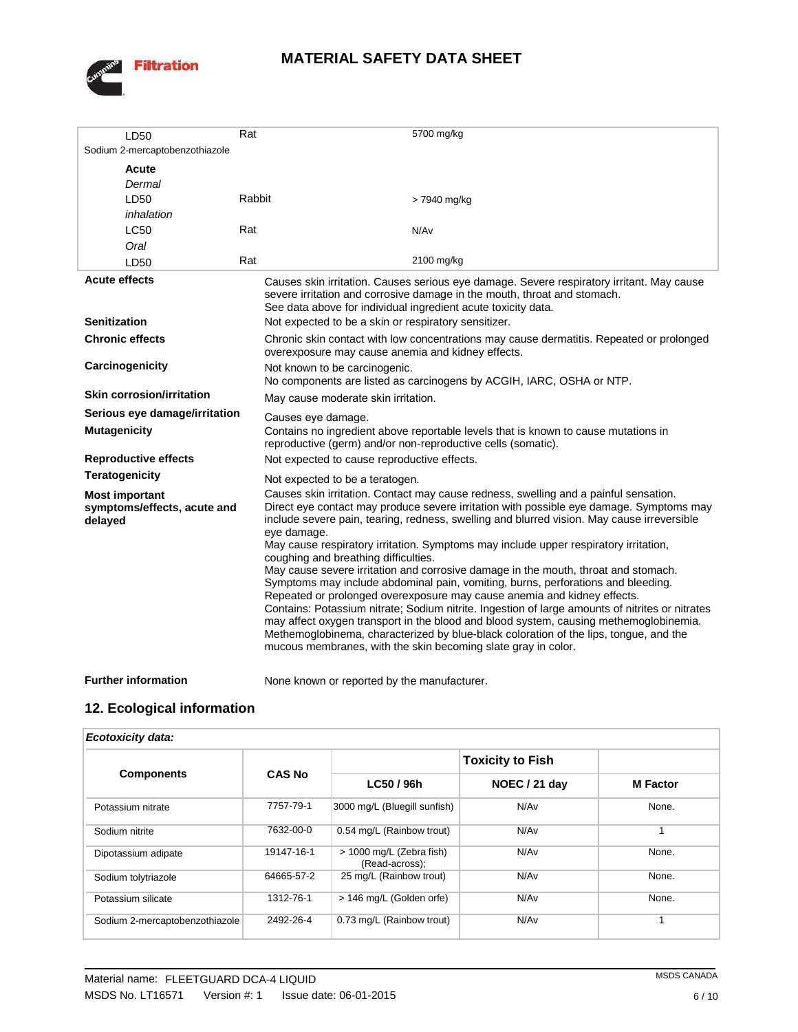| | | |
|---|---|---|
| LD50 | Rat | 5700 mg/kg |
| Sodium 2-mercaptobenzothiazole | | |
| **Acute** | | |
| *Dermal* | | |
| LD50 | Rabbit | > 7940 mg/kg |
| *inhalation* | | |
| LC50 | Rat | N/Av |
| *Oral* | | |
| LD50 | Rat | 2100 mg/kg |

**Acute effects** Causes skin irritation. Causes serious eye damage. Severe respiratory irritant. May cause severe irritation and corrosive damage in the mouth, throat and stomach. See data above for individual ingredient acute toxicity data.

**Senitization** Not expected to be a skin or respiratory sensitizer.

**Chronic effects** Chronic skin contact with low concentrations may cause dermatitis. Repeated or prolonged overexposure may cause anemia and kidney effects.

**Carcinogenicity** Not known to be carcinogenic. No components are listed as carcinogens by ACGIH, IARC, OSHA or NTP.

**Skin corrosion/irritation** May cause moderate skin irritation.

**Serious eye damage/irritation** Causes eye damage.

**Mutagenicity** Contains no ingredient above reportable levels that is known to cause mutations in reproductive (germ) and/or non-reproductive cells (somatic).

**Reproductive effects** Not expected to cause reproductive effects.

**Teratogenicity** Not expected to be a teratogen.

**Most important symptoms/effects, acute and delayed** Causes skin irritation. Contact may cause redness, swelling and a painful sensation. Direct eye contact may produce severe irritation with possible eye damage. Symptoms may include severe pain, tearing, redness, swelling and blurred vision. May cause irreversible eye damage.
May cause respiratory irritation. Symptoms may include upper respiratory irritation, coughing and breathing difficulties.
May cause severe irritation and corrosive damage in the mouth, throat and stomach. Symptoms may include abdominal pain, vomiting, burns, perforations and bleeding. Repeated or prolonged overexposure may cause anemia and kidney effects.
Contains: Potassium nitrate; Sodium nitrite. Ingestion of large amounts of nitrites or nitrates may affect oxygen transport in the blood and blood system, causing methemoglobinemia. Methemoglobinema, characterized by blue-black coloration of the lips, tongue, and the mucous membranes, with the skin becoming slate gray in color.

**Further information** None known or reported by the manufacturer.

## 12. Ecological information

*Ecotoxicity data:*

| Components | CAS No | | Toxicity to Fish | |
|---|---|---|---|---|
| | | LC50 / 96h | NOEC / 21 day | M Factor |
| Potassium nitrate | 7757-79-1 | 3000 mg/L (Bluegill sunfish) | N/Av | None. |
| Sodium nitrite | 7632-00-0 | 0.54 mg/L (Rainbow trout) | N/Av | 1 |
| Dipotassium adipate | 19147-16-1 | > 1000 mg/L (Zebra fish) (Read-across); | N/Av | None. |
| Sodium tolytriazole | 64665-57-2 | 25 mg/L (Rainbow trout) | N/Av | None. |
| Potassium silicate | 1312-76-1 | > 146 mg/L (Golden orfe) | N/Av | None. |
| Sodium 2-mercaptobenzothiazole | 2492-26-4 | 0.73 mg/L (Rainbow trout) | N/Av | 1 |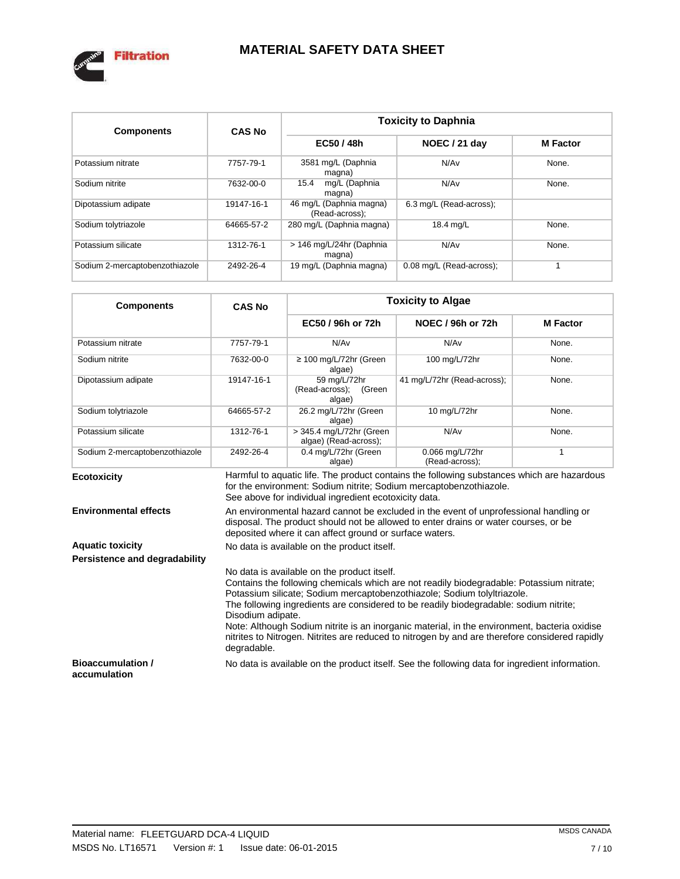| Components | CAS No | Toxicity to Daphnia | | |
|---|---|---|---|---|
| | | EC50 / 48h | NOEC / 21 day | M Factor |
| Potassium nitrate | 7757-79-1 | 3581 mg/L (Daphnia magna) | N/Av | None. |
| Sodium nitrite | 7632-00-0 | 15.4 mg/L (Daphnia magna) | N/Av | None. |
| Dipotassium adipate | 19147-16-1 | 46 mg/L (Daphnia magna) (Read-across); | 6.3 mg/L (Read-across); | |
| Sodium tolytriazole | 64665-57-2 | 280 mg/L (Daphnia magna) | 18.4 mg/L | None. |
| Potassium silicate | 1312-76-1 | > 146 mg/L/24hr (Daphnia magna) | N/Av | None. |
| Sodium 2-mercaptobenzothiazole | 2492-26-4 | 19 mg/L (Daphnia magna) | 0.08 mg/L (Read-across); | 1 |

| Components | CAS No | Toxicity to Algae | | |
|---|---|---|---|---|
| | | EC50 / 96h or 72h | NOEC / 96h or 72h | M Factor |
| Potassium nitrate | 7757-79-1 | N/Av | N/Av | None. |
| Sodium nitrite | 7632-00-0 | ≥ 100 mg/L/72hr (Green algae) | 100 mg/L/72hr | None. |
| Dipotassium adipate | 19147-16-1 | 59 mg/L/72hr (Read-across); (Green algae) | 41 mg/L/72hr (Read-across); | None. |
| Sodium tolytriazole | 64665-57-2 | 26.2 mg/L/72hr (Green algae) | 10 mg/L/72hr | None. |
| Potassium silicate | 1312-76-1 | > 345.4 mg/L/72hr (Green algae) (Read-across); | N/Av | None. |
| Sodium 2-mercaptobenzothiazole | 2492-26-4 | 0.4 mg/L/72hr (Green algae) | 0.066 mg/L/72hr (Read-across); | 1 |

**Ecotoxicity**

Harmful to aquatic life. The product contains the following substances which are hazardous for the environment: Sodium nitrite; Sodium mercaptobenzothiazole.
See above for individual ingredient ecotoxicity data.

**Environmental effects**

An environmental hazard cannot be excluded in the event of unprofessional handling or disposal. The product should not be allowed to enter drains or water courses, or be deposited where it can affect ground or surface waters.

**Aquatic toxicity**

No data is available on the product itself.

**Persistence and degradability**

No data is available on the product itself.
Contains the following chemicals which are not readily biodegradable: Potassium nitrate; Potassium silicate; Sodium mercaptobenzothiazole; Sodium tolyltriazole.
The following ingredients are considered to be readily biodegradable: sodium nitrite; Disodium adipate.
Note: Although Sodium nitrite is an inorganic material, in the environment, bacteria oxidise nitrites to Nitrogen. Nitrites are reduced to nitrogen by and are therefore considered rapidly degradable.

**Bioaccumulation / accumulation**

No data is available on the product itself. See the following data for ingredient information.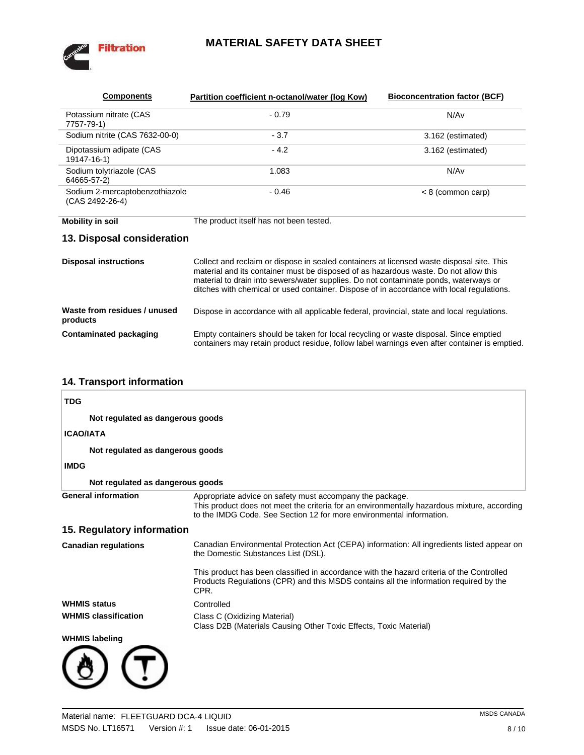| Components | Partition coefficient n-octanol/water (log Kow) | Bioconcentration factor (BCF) |
| --- | --- | --- |
| Potassium nitrate (CAS 7757-79-1) | - 0.79 | N/Av |
| Sodium nitrite (CAS 7632-00-0) | - 3.7 | 3.162 (estimated) |
| Dipotassium adipate (CAS 19147-16-1) | - 4.2 | 3.162 (estimated) |
| Sodium tolytriazole (CAS 64665-57-2) | 1.083 | N/Av |
| Sodium 2-mercaptobenzothiazole (CAS 2492-26-4) | - 0.46 | < 8 (common carp) |

**Mobility in soil** The product itself has not been tested.

## 13. Disposal consideration

**Disposal instructions** Collect and reclaim or dispose in sealed containers at licensed waste disposal site. This material and its container must be disposed of as hazardous waste. Do not allow this material to drain into sewers/water supplies. Do not contaminate ponds, waterways or ditches with chemical or used container. Dispose of in accordance with local regulations.

**Waste from residues / unused products** Dispose in accordance with all applicable federal, provincial, state and local regulations.

**Contaminated packaging** Empty containers should be taken for local recycling or waste disposal. Since emptied containers may retain product residue, follow label warnings even after container is emptied.

## 14. Transport information

**TDG**

**Not regulated as dangerous goods**

**ICAO/IATA**

**Not regulated as dangerous goods**

**IMDG**

**Not regulated as dangerous goods**

**General information** Appropriate advice on safety must accompany the package.
This product does not meet the criteria for an environmentally hazardous mixture, according to the IMDG Code. See Section 12 for more environmental information.

## 15. Regulatory information

**Canadian regulations** Canadian Environmental Protection Act (CEPA) information: All ingredients listed appear on the Domestic Substances List (DSL).

This product has been classified in accordance with the hazard criteria of the Controlled Products Regulations (CPR) and this MSDS contains all the information required by the CPR.

**WHMIS status** Controlled

**WHMIS classification** Class C (Oxidizing Material)
Class D2B (Materials Causing Other Toxic Effects, Toxic Material)

**WHMIS labeling**

Material name: FLEETGUARD DCA-4 LIQUID
MSDS No. LT16571 Version #: 1 Issue date: 06-01-2015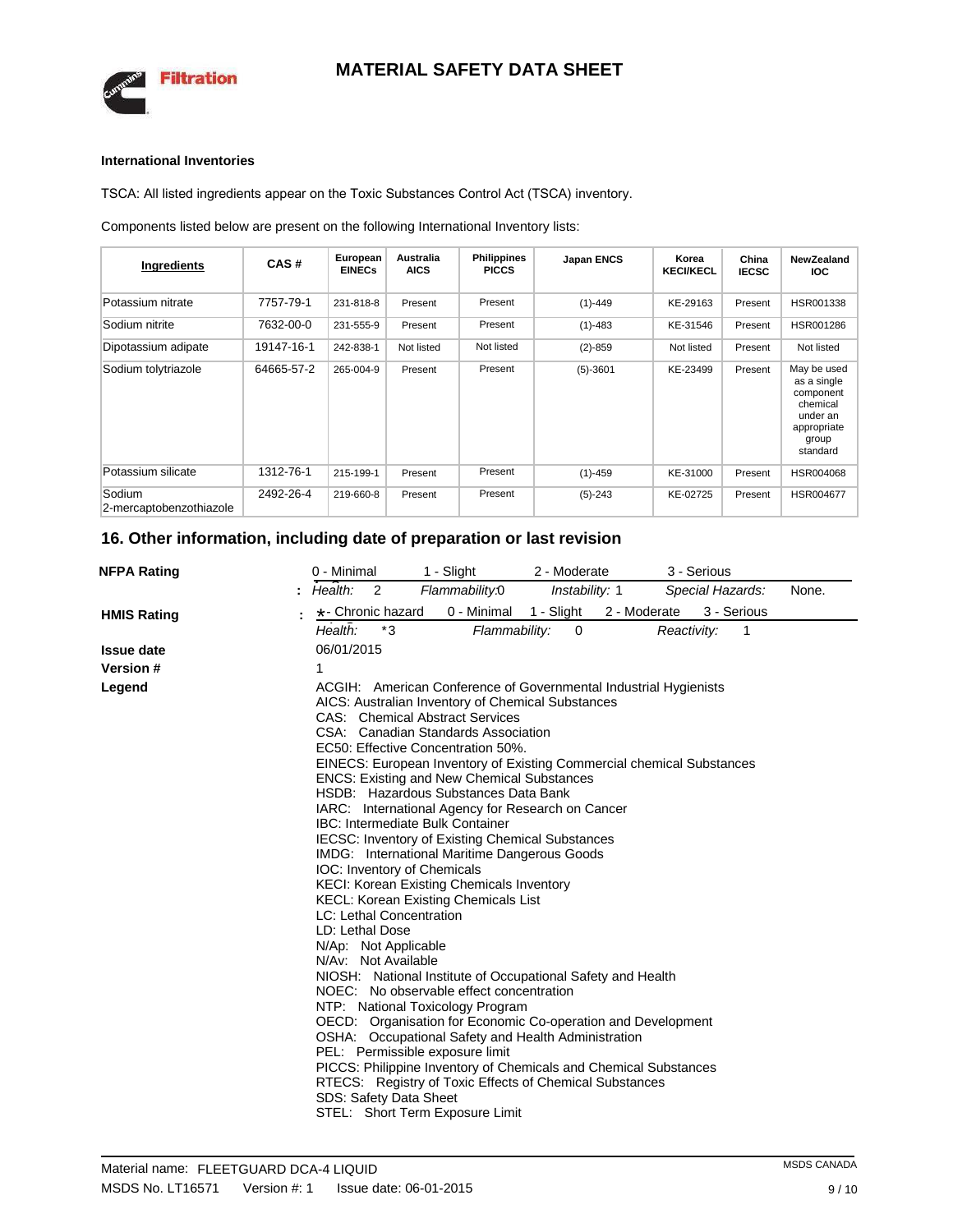**International Inventories**

TSCA: All listed ingredients appear on the Toxic Substances Control Act (TSCA) inventory.

Components listed below are present on the following International Inventory lists:

| Ingredients | CAS # | European EINECs | Australia AICS | Philippines PICCS | Japan ENCS | Korea KECI/KECL | China IECSC | NewZealand IOC |
|---|---|---|---|---|---|---|---|---|
| Potassium nitrate | 7757-79-1 | 231-818-8 | Present | Present | (1)-449 | KE-29163 | Present | HSR001338 |
| Sodium nitrite | 7632-00-0 | 231-555-9 | Present | Present | (1)-483 | KE-31546 | Present | HSR001286 |
| Dipotassium adipate | 19147-16-1 | 242-838-1 | Not listed | Not listed | (2)-859 | Not listed | Present | Not listed |
| Sodium tolytriazole | 64665-57-2 | 265-004-9 | Present | Present | (5)-3601 | KE-23499 | Present | May be used as a single component chemical under an appropriate group standard |
| Potassium silicate | 1312-76-1 | 215-199-1 | Present | Present | (1)-459 | KE-31000 | Present | HSR004068 |
| Sodium 2-mercaptobenzothiazole | 2492-26-4 | 219-660-8 | Present | Present | (5)-243 | KE-02725 | Present | HSR004677 |

## 16. Other information, including date of preparation or last revision

**NFPA Rating** : 0 - Minimal 1 - Slight 2 - Moderate 3 - Serious

*Health:* 2 *Flammability:* 0 *Instability:* 1 *Special Hazards:* None.

**HMIS Rating** : *- Chronic hazard 0 - Minimal 1 - Slight 2 - Moderate 3 - Serious

*Health:* *3 *Flammability:* 0 *Reactivity:* 1

**Issue date** 06/01/2015

**Version #** 1

**Legend**

ACGIH: American Conference of Governmental Industrial Hygienists
AICS: Australian Inventory of Chemical Substances
CAS: Chemical Abstract Services
CSA: Canadian Standards Association
EC50: Effective Concentration 50%.
EINECS: European Inventory of Existing Commercial chemical Substances
ENCS: Existing and New Chemical Substances
HSDB: Hazardous Substances Data Bank
IARC: International Agency for Research on Cancer
IBC: Intermediate Bulk Container
IECSC: Inventory of Existing Chemical Substances
IMDG: International Maritime Dangerous Goods
IOC: Inventory of Chemicals
KECI: Korean Existing Chemicals Inventory
KECL: Korean Existing Chemicals List
LC: Lethal Concentration
LD: Lethal Dose
N/Ap: Not Applicable
N/Av: Not Available
NIOSH: National Institute of Occupational Safety and Health
NOEC: No observable effect concentration
NTP: National Toxicology Program
OECD: Organisation for Economic Co-operation and Development
OSHA: Occupational Safety and Health Administration
PEL: Permissible exposure limit
PICCS: Philippine Inventory of Chemicals and Chemical Substances
RTECS: Registry of Toxic Effects of Chemical Substances
SDS: Safety Data Sheet
STEL: Short Term Exposure Limit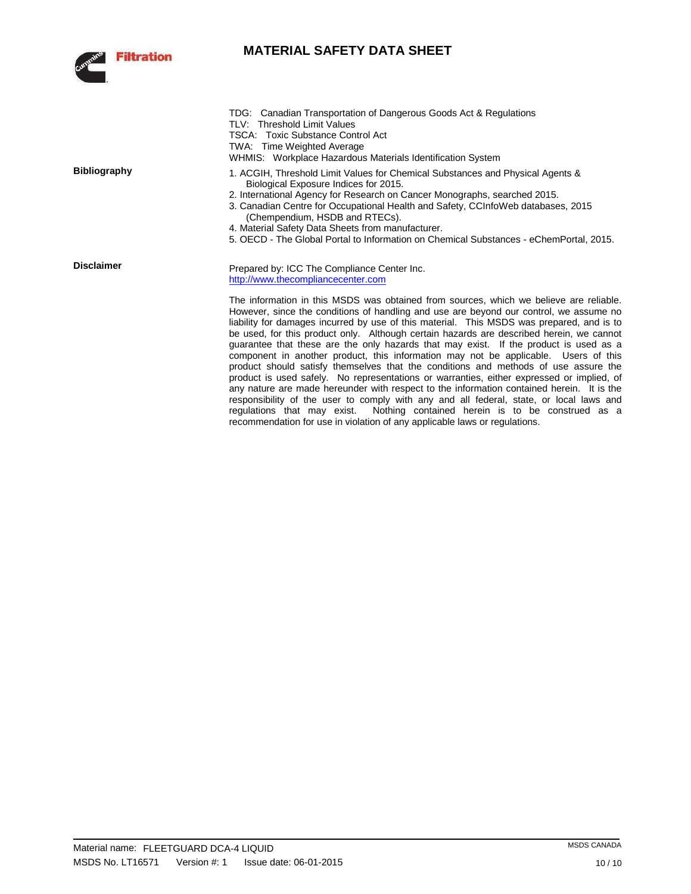TDG: Canadian Transportation of Dangerous Goods Act & Regulations
TLV: Threshold Limit Values
TSCA: Toxic Substance Control Act
TWA: Time Weighted Average
WHMIS: Workplace Hazardous Materials Identification System

**Bibliography**

1. ACGIH, Threshold Limit Values for Chemical Substances and Physical Agents & Biological Exposure Indices for 2015.
2. International Agency for Research on Cancer Monographs, searched 2015.
3. Canadian Centre for Occupational Health and Safety, CCInfoWeb databases, 2015 (Chempendium, HSDB and RTECs).
4. Material Safety Data Sheets from manufacturer.
5. OECD - The Global Portal to Information on Chemical Substances - eChemPortal, 2015.

**Disclaimer**

Prepared by: ICC The Compliance Center Inc.
http://www.thecompliancecenter.com

The information in this MSDS was obtained from sources, which we believe are reliable. However, since the conditions of handling and use are beyond our control, we assume no liability for damages incurred by use of this material. This MSDS was prepared, and is to be used, for this product only. Although certain hazards are described herein, we cannot guarantee that these are the only hazards that may exist. If the product is used as a component in another product, this information may not be applicable. Users of this product should satisfy themselves that the conditions and methods of use assure the product is used safely. No representations or warranties, either expressed or implied, of any nature are made hereunder with respect to the information contained herein. It is the responsibility of the user to comply with any and all federal, state, or local laws and regulations that may exist. Nothing contained herein is to be construed as a recommendation for use in violation of any applicable laws or regulations.